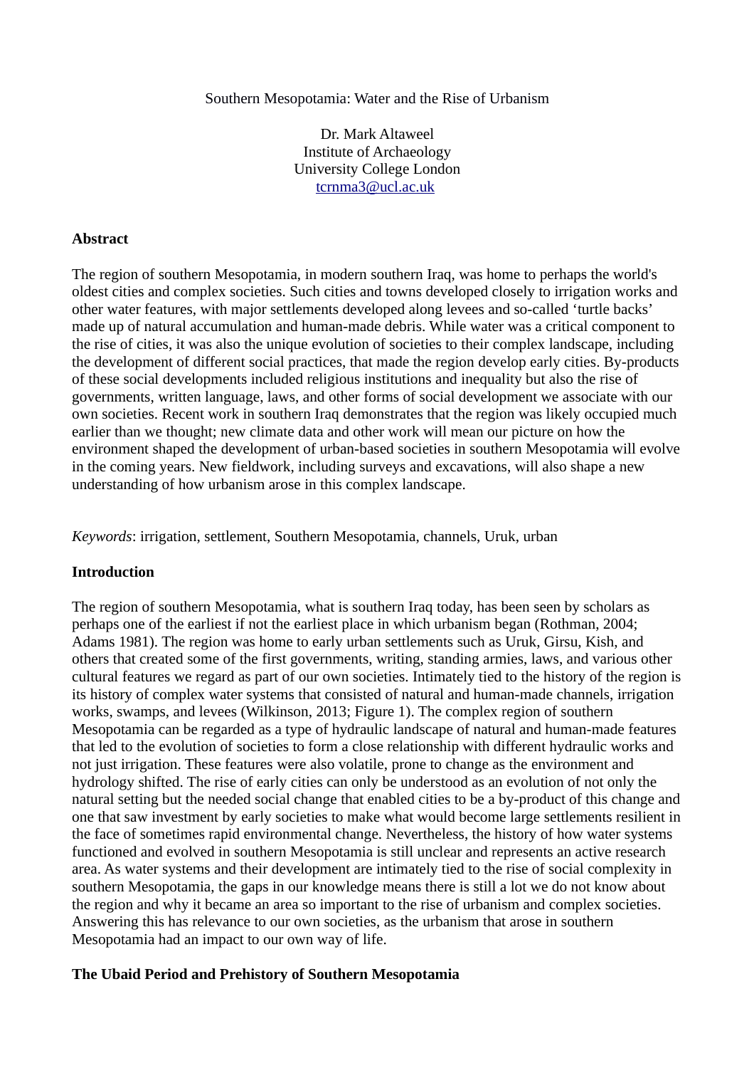# Southern Mesopotamia: Water and the Rise of Urbanism

Dr. Mark Altaweel
Institute of Archaeology
University College London
tcrnma3@ucl.ac.uk

## Abstract

The region of southern Mesopotamia, in modern southern Iraq, was home to perhaps the world's oldest cities and complex societies. Such cities and towns developed closely to irrigation works and other water features, with major settlements developed along levees and so-called 'turtle backs' made up of natural accumulation and human-made debris. While water was a critical component to the rise of cities, it was also the unique evolution of societies to their complex landscape, including the development of different social practices, that made the region develop early cities. By-products of these social developments included religious institutions and inequality but also the rise of governments, written language, laws, and other forms of social development we associate with our own societies. Recent work in southern Iraq demonstrates that the region was likely occupied much earlier than we thought; new climate data and other work will mean our picture on how the environment shaped the development of urban-based societies in southern Mesopotamia will evolve in the coming years. New fieldwork, including surveys and excavations, will also shape a new understanding of how urbanism arose in this complex landscape.

*Keywords*: irrigation, settlement, Southern Mesopotamia, channels, Uruk, urban

## Introduction

The region of southern Mesopotamia, what is southern Iraq today, has been seen by scholars as perhaps one of the earliest if not the earliest place in which urbanism began (Rothman, 2004; Adams 1981). The region was home to early urban settlements such as Uruk, Girsu, Kish, and others that created some of the first governments, writing, standing armies, laws, and various other cultural features we regard as part of our own societies. Intimately tied to the history of the region is its history of complex water systems that consisted of natural and human-made channels, irrigation works, swamps, and levees (Wilkinson, 2013; Figure 1). The complex region of southern Mesopotamia can be regarded as a type of hydraulic landscape of natural and human-made features that led to the evolution of societies to form a close relationship with different hydraulic works and not just irrigation. These features were also volatile, prone to change as the environment and hydrology shifted. The rise of early cities can only be understood as an evolution of not only the natural setting but the needed social change that enabled cities to be a by-product of this change and one that saw investment by early societies to make what would become large settlements resilient in the face of sometimes rapid environmental change. Nevertheless, the history of how water systems functioned and evolved in southern Mesopotamia is still unclear and represents an active research area. As water systems and their development are intimately tied to the rise of social complexity in southern Mesopotamia, the gaps in our knowledge means there is still a lot we do not know about the region and why it became an area so important to the rise of urbanism and complex societies. Answering this has relevance to our own societies, as the urbanism that arose in southern Mesopotamia had an impact to our own way of life.

## The Ubaid Period and Prehistory of Southern Mesopotamia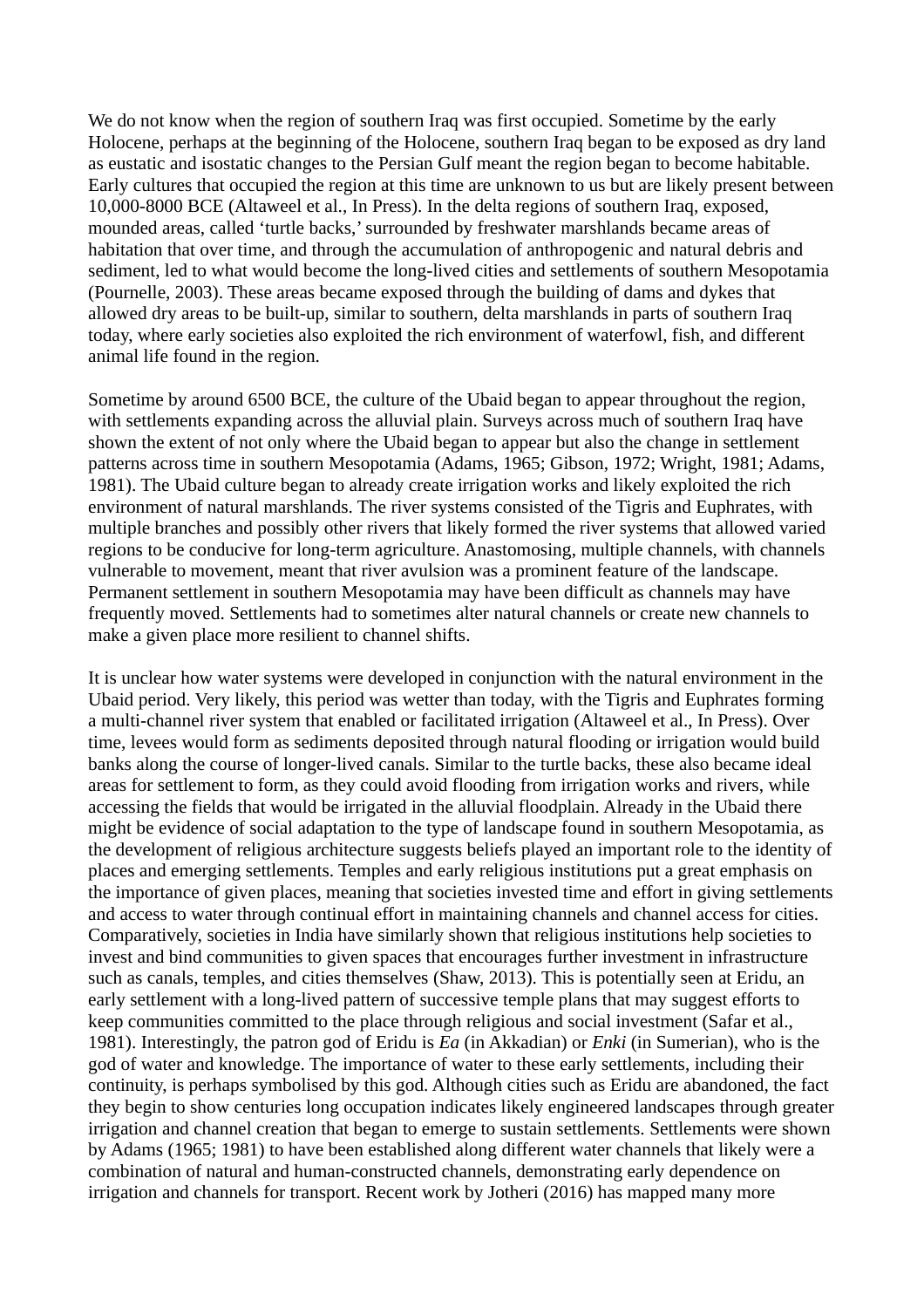We do not know when the region of southern Iraq was first occupied. Sometime by the early Holocene, perhaps at the beginning of the Holocene, southern Iraq began to be exposed as dry land as eustatic and isostatic changes to the Persian Gulf meant the region began to become habitable. Early cultures that occupied the region at this time are unknown to us but are likely present between 10,000-8000 BCE (Altaweel et al., In Press). In the delta regions of southern Iraq, exposed, mounded areas, called 'turtle backs,' surrounded by freshwater marshlands became areas of habitation that over time, and through the accumulation of anthropogenic and natural debris and sediment, led to what would become the long-lived cities and settlements of southern Mesopotamia (Pournelle, 2003). These areas became exposed through the building of dams and dykes that allowed dry areas to be built-up, similar to southern, delta marshlands in parts of southern Iraq today, where early societies also exploited the rich environment of waterfowl, fish, and different animal life found in the region.

Sometime by around 6500 BCE, the culture of the Ubaid began to appear throughout the region, with settlements expanding across the alluvial plain. Surveys across much of southern Iraq have shown the extent of not only where the Ubaid began to appear but also the change in settlement patterns across time in southern Mesopotamia (Adams, 1965; Gibson, 1972; Wright, 1981; Adams, 1981). The Ubaid culture began to already create irrigation works and likely exploited the rich environment of natural marshlands. The river systems consisted of the Tigris and Euphrates, with multiple branches and possibly other rivers that likely formed the river systems that allowed varied regions to be conducive for long-term agriculture. Anastomosing, multiple channels, with channels vulnerable to movement, meant that river avulsion was a prominent feature of the landscape. Permanent settlement in southern Mesopotamia may have been difficult as channels may have frequently moved. Settlements had to sometimes alter natural channels or create new channels to make a given place more resilient to channel shifts.

It is unclear how water systems were developed in conjunction with the natural environment in the Ubaid period. Very likely, this period was wetter than today, with the Tigris and Euphrates forming a multi-channel river system that enabled or facilitated irrigation (Altaweel et al., In Press). Over time, levees would form as sediments deposited through natural flooding or irrigation would build banks along the course of longer-lived canals. Similar to the turtle backs, these also became ideal areas for settlement to form, as they could avoid flooding from irrigation works and rivers, while accessing the fields that would be irrigated in the alluvial floodplain. Already in the Ubaid there might be evidence of social adaptation to the type of landscape found in southern Mesopotamia, as the development of religious architecture suggests beliefs played an important role to the identity of places and emerging settlements. Temples and early religious institutions put a great emphasis on the importance of given places, meaning that societies invested time and effort in giving settlements and access to water through continual effort in maintaining channels and channel access for cities. Comparatively, societies in India have similarly shown that religious institutions help societies to invest and bind communities to given spaces that encourages further investment in infrastructure such as canals, temples, and cities themselves (Shaw, 2013). This is potentially seen at Eridu, an early settlement with a long-lived pattern of successive temple plans that may suggest efforts to keep communities committed to the place through religious and social investment (Safar et al., 1981). Interestingly, the patron god of Eridu is *Ea* (in Akkadian) or *Enki* (in Sumerian), who is the god of water and knowledge. The importance of water to these early settlements, including their continuity, is perhaps symbolised by this god. Although cities such as Eridu are abandoned, the fact they begin to show centuries long occupation indicates likely engineered landscapes through greater irrigation and channel creation that began to emerge to sustain settlements. Settlements were shown by Adams (1965; 1981) to have been established along different water channels that likely were a combination of natural and human-constructed channels, demonstrating early dependence on irrigation and channels for transport. Recent work by Jotheri (2016) has mapped many more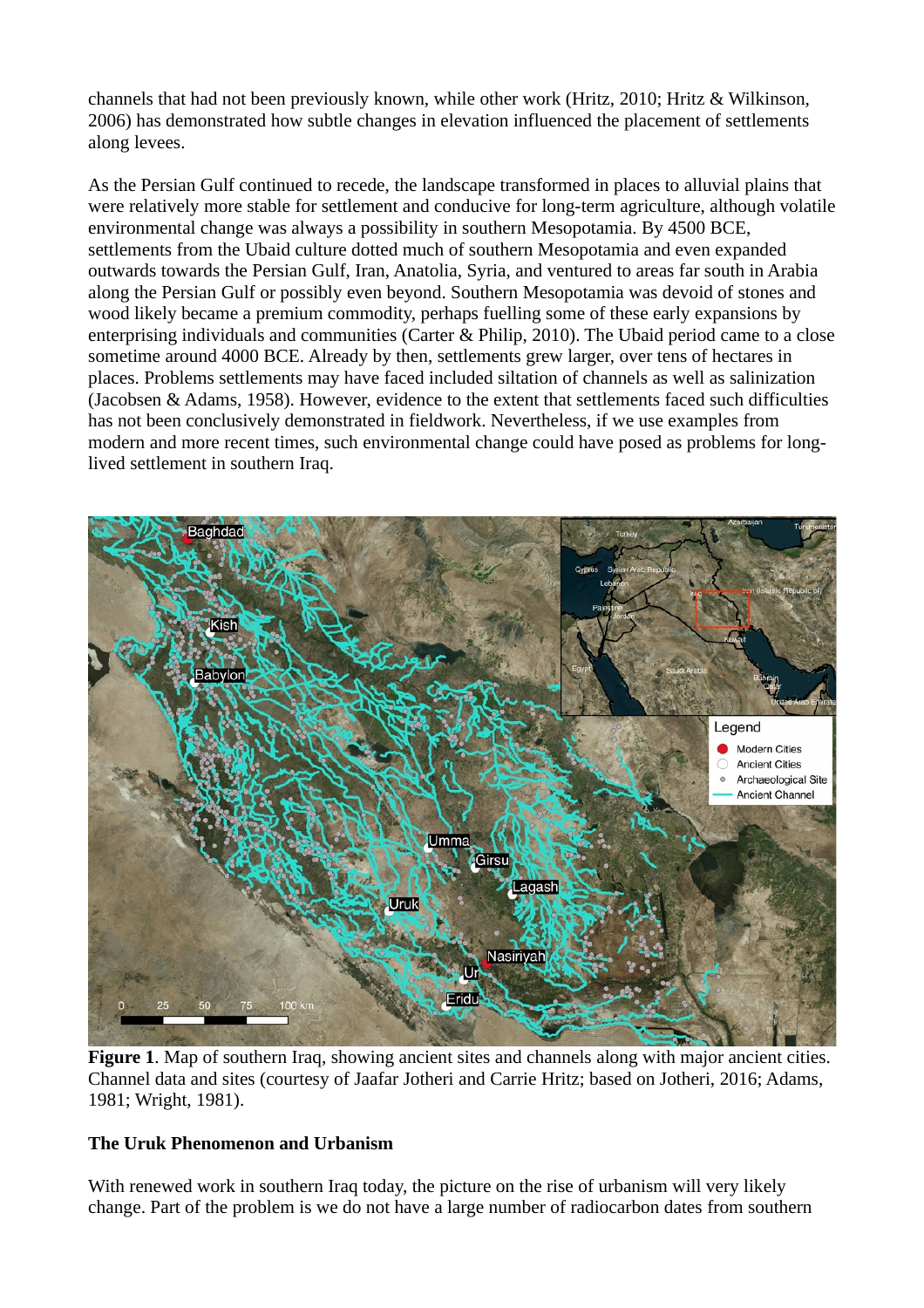channels that had not been previously known, while other work (Hritz, 2010; Hritz & Wilkinson, 2006) has demonstrated how subtle changes in elevation influenced the placement of settlements along levees.

As the Persian Gulf continued to recede, the landscape transformed in places to alluvial plains that were relatively more stable for settlement and conducive for long-term agriculture, although volatile environmental change was always a possibility in southern Mesopotamia. By 4500 BCE, settlements from the Ubaid culture dotted much of southern Mesopotamia and even expanded outwards towards the Persian Gulf, Iran, Anatolia, Syria, and ventured to areas far south in Arabia along the Persian Gulf or possibly even beyond. Southern Mesopotamia was devoid of stones and wood likely became a premium commodity, perhaps fuelling some of these early expansions by enterprising individuals and communities (Carter & Philip, 2010). The Ubaid period came to a close sometime around 4000 BCE. Already by then, settlements grew larger, over tens of hectares in places. Problems settlements may have faced included siltation of channels as well as salinization (Jacobsen & Adams, 1958). However, evidence to the extent that settlements faced such difficulties has not been conclusively demonstrated in fieldwork. Nevertheless, if we use examples from modern and more recent times, such environmental change could have posed as problems for long-lived settlement in southern Iraq.

**Figure 1**. Map of southern Iraq, showing ancient sites and channels along with major ancient cities. Channel data and sites (courtesy of Jaafar Jotheri and Carrie Hritz; based on Jotheri, 2016; Adams, 1981; Wright, 1981).

**The Uruk Phenomenon and Urbanism**

With renewed work in southern Iraq today, the picture on the rise of urbanism will very likely change. Part of the problem is we do not have a large number of radiocarbon dates from southern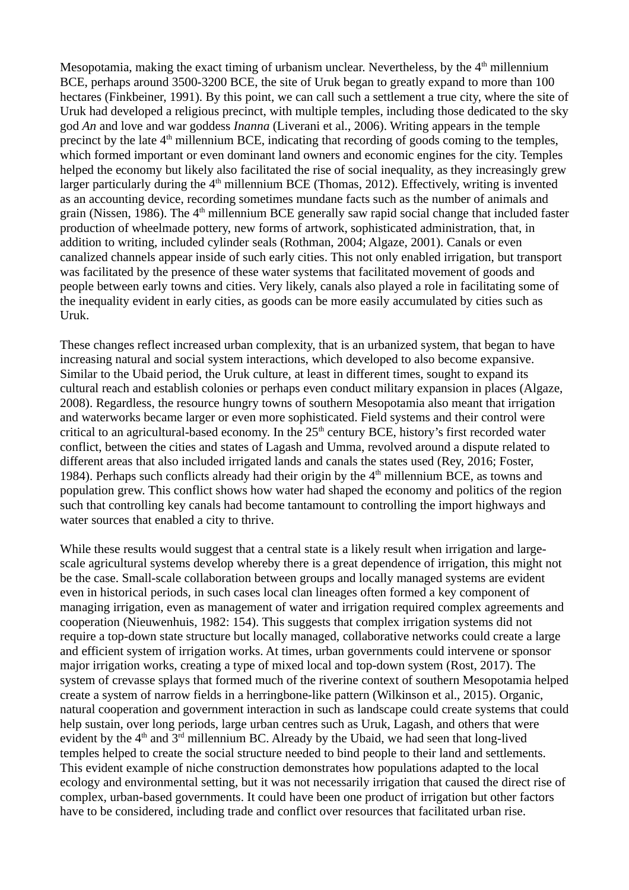Mesopotamia, making the exact timing of urbanism unclear. Nevertheless, by the 4th millennium BCE, perhaps around 3500-3200 BCE, the site of Uruk began to greatly expand to more than 100 hectares (Finkbeiner, 1991). By this point, we can call such a settlement a true city, where the site of Uruk had developed a religious precinct, with multiple temples, including those dedicated to the sky god *An* and love and war goddess *Inanna* (Liverani et al., 2006). Writing appears in the temple precinct by the late 4th millennium BCE, indicating that recording of goods coming to the temples, which formed important or even dominant land owners and economic engines for the city. Temples helped the economy but likely also facilitated the rise of social inequality, as they increasingly grew larger particularly during the 4th millennium BCE (Thomas, 2012). Effectively, writing is invented as an accounting device, recording sometimes mundane facts such as the number of animals and grain (Nissen, 1986). The 4th millennium BCE generally saw rapid social change that included faster production of wheelmade pottery, new forms of artwork, sophisticated administration, that, in addition to writing, included cylinder seals (Rothman, 2004; Algaze, 2001). Canals or even canalized channels appear inside of such early cities. This not only enabled irrigation, but transport was facilitated by the presence of these water systems that facilitated movement of goods and people between early towns and cities. Very likely, canals also played a role in facilitating some of the inequality evident in early cities, as goods can be more easily accumulated by cities such as Uruk.

These changes reflect increased urban complexity, that is an urbanized system, that began to have increasing natural and social system interactions, which developed to also become expansive. Similar to the Ubaid period, the Uruk culture, at least in different times, sought to expand its cultural reach and establish colonies or perhaps even conduct military expansion in places (Algaze, 2008). Regardless, the resource hungry towns of southern Mesopotamia also meant that irrigation and waterworks became larger or even more sophisticated. Field systems and their control were critical to an agricultural-based economy. In the 25th century BCE, history's first recorded water conflict, between the cities and states of Lagash and Umma, revolved around a dispute related to different areas that also included irrigated lands and canals the states used (Rey, 2016; Foster, 1984). Perhaps such conflicts already had their origin by the 4th millennium BCE, as towns and population grew. This conflict shows how water had shaped the economy and politics of the region such that controlling key canals had become tantamount to controlling the import highways and water sources that enabled a city to thrive.

While these results would suggest that a central state is a likely result when irrigation and large-scale agricultural systems develop whereby there is a great dependence of irrigation, this might not be the case. Small-scale collaboration between groups and locally managed systems are evident even in historical periods, in such cases local clan lineages often formed a key component of managing irrigation, even as management of water and irrigation required complex agreements and cooperation (Nieuwenhuis, 1982: 154). This suggests that complex irrigation systems did not require a top-down state structure but locally managed, collaborative networks could create a large and efficient system of irrigation works. At times, urban governments could intervene or sponsor major irrigation works, creating a type of mixed local and top-down system (Rost, 2017). The system of crevasse splays that formed much of the riverine context of southern Mesopotamia helped create a system of narrow fields in a herringbone-like pattern (Wilkinson et al., 2015). Organic, natural cooperation and government interaction in such as landscape could create systems that could help sustain, over long periods, large urban centres such as Uruk, Lagash, and others that were evident by the 4th and 3rd millennium BC. Already by the Ubaid, we had seen that long-lived temples helped to create the social structure needed to bind people to their land and settlements. This evident example of niche construction demonstrates how populations adapted to the local ecology and environmental setting, but it was not necessarily irrigation that caused the direct rise of complex, urban-based governments. It could have been one product of irrigation but other factors have to be considered, including trade and conflict over resources that facilitated urban rise.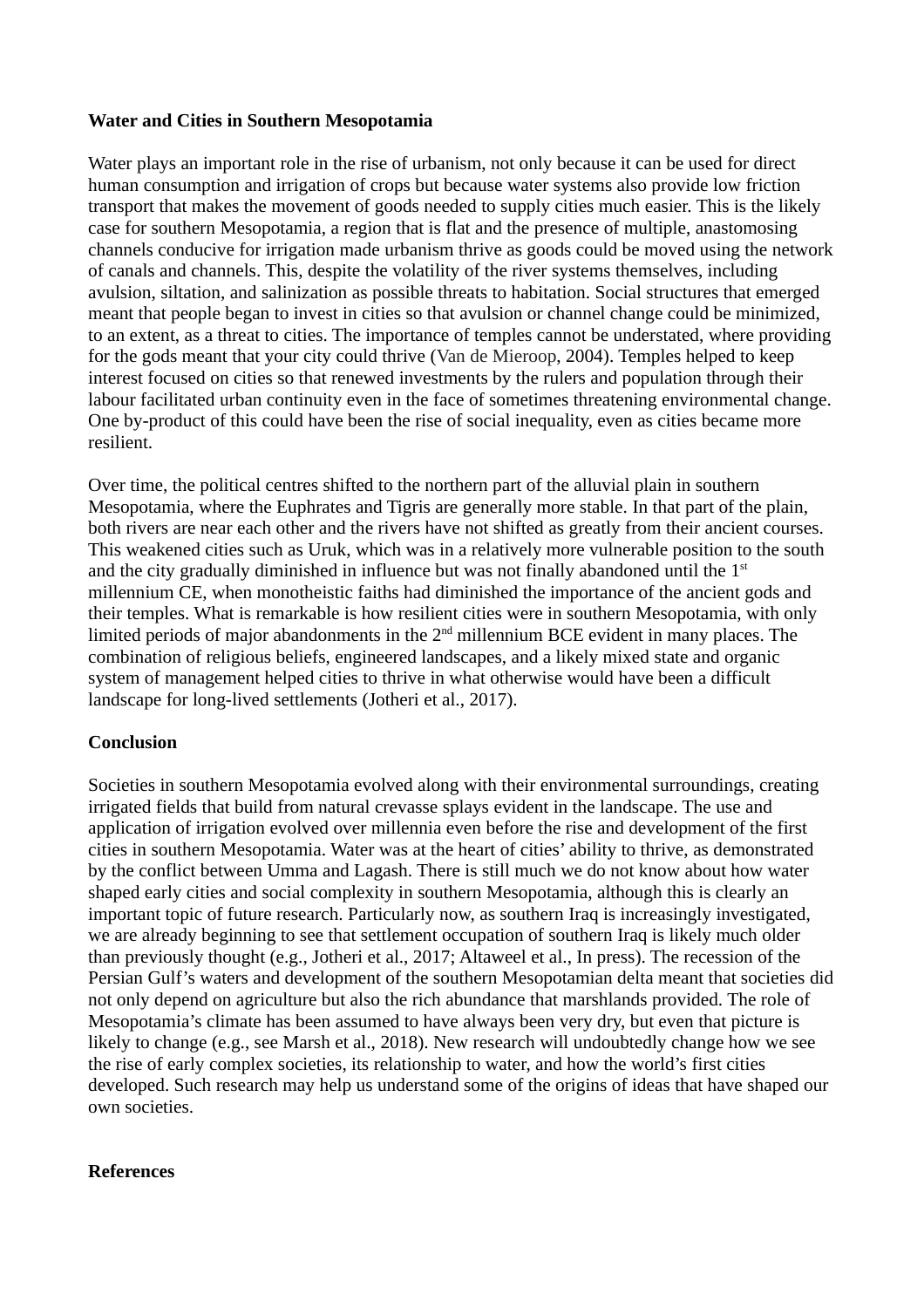**Water and Cities in Southern Mesopotamia**

Water plays an important role in the rise of urbanism, not only because it can be used for direct human consumption and irrigation of crops but because water systems also provide low friction transport that makes the movement of goods needed to supply cities much easier. This is the likely case for southern Mesopotamia, a region that is flat and the presence of multiple, anastomosing channels conducive for irrigation made urbanism thrive as goods could be moved using the network of canals and channels. This, despite the volatility of the river systems themselves, including avulsion, siltation, and salinization as possible threats to habitation. Social structures that emerged meant that people began to invest in cities so that avulsion or channel change could be minimized, to an extent, as a threat to cities. The importance of temples cannot be understated, where providing for the gods meant that your city could thrive (Van de Mieroop, 2004). Temples helped to keep interest focused on cities so that renewed investments by the rulers and population through their labour facilitated urban continuity even in the face of sometimes threatening environmental change. One by-product of this could have been the rise of social inequality, even as cities became more resilient.

Over time, the political centres shifted to the northern part of the alluvial plain in southern Mesopotamia, where the Euphrates and Tigris are generally more stable. In that part of the plain, both rivers are near each other and the rivers have not shifted as greatly from their ancient courses. This weakened cities such as Uruk, which was in a relatively more vulnerable position to the south and the city gradually diminished in influence but was not finally abandoned until the 1st millennium CE, when monotheistic faiths had diminished the importance of the ancient gods and their temples. What is remarkable is how resilient cities were in southern Mesopotamia, with only limited periods of major abandonments in the 2nd millennium BCE evident in many places. The combination of religious beliefs, engineered landscapes, and a likely mixed state and organic system of management helped cities to thrive in what otherwise would have been a difficult landscape for long-lived settlements (Jotheri et al., 2017).

**Conclusion**

Societies in southern Mesopotamia evolved along with their environmental surroundings, creating irrigated fields that build from natural crevasse splays evident in the landscape. The use and application of irrigation evolved over millennia even before the rise and development of the first cities in southern Mesopotamia. Water was at the heart of cities' ability to thrive, as demonstrated by the conflict between Umma and Lagash. There is still much we do not know about how water shaped early cities and social complexity in southern Mesopotamia, although this is clearly an important topic of future research. Particularly now, as southern Iraq is increasingly investigated, we are already beginning to see that settlement occupation of southern Iraq is likely much older than previously thought (e.g., Jotheri et al., 2017; Altaweel et al., In press). The recession of the Persian Gulf's waters and development of the southern Mesopotamian delta meant that societies did not only depend on agriculture but also the rich abundance that marshlands provided. The role of Mesopotamia's climate has been assumed to have always been very dry, but even that picture is likely to change (e.g., see Marsh et al., 2018). New research will undoubtedly change how we see the rise of early complex societies, its relationship to water, and how the world's first cities developed. Such research may help us understand some of the origins of ideas that have shaped our own societies.

**References**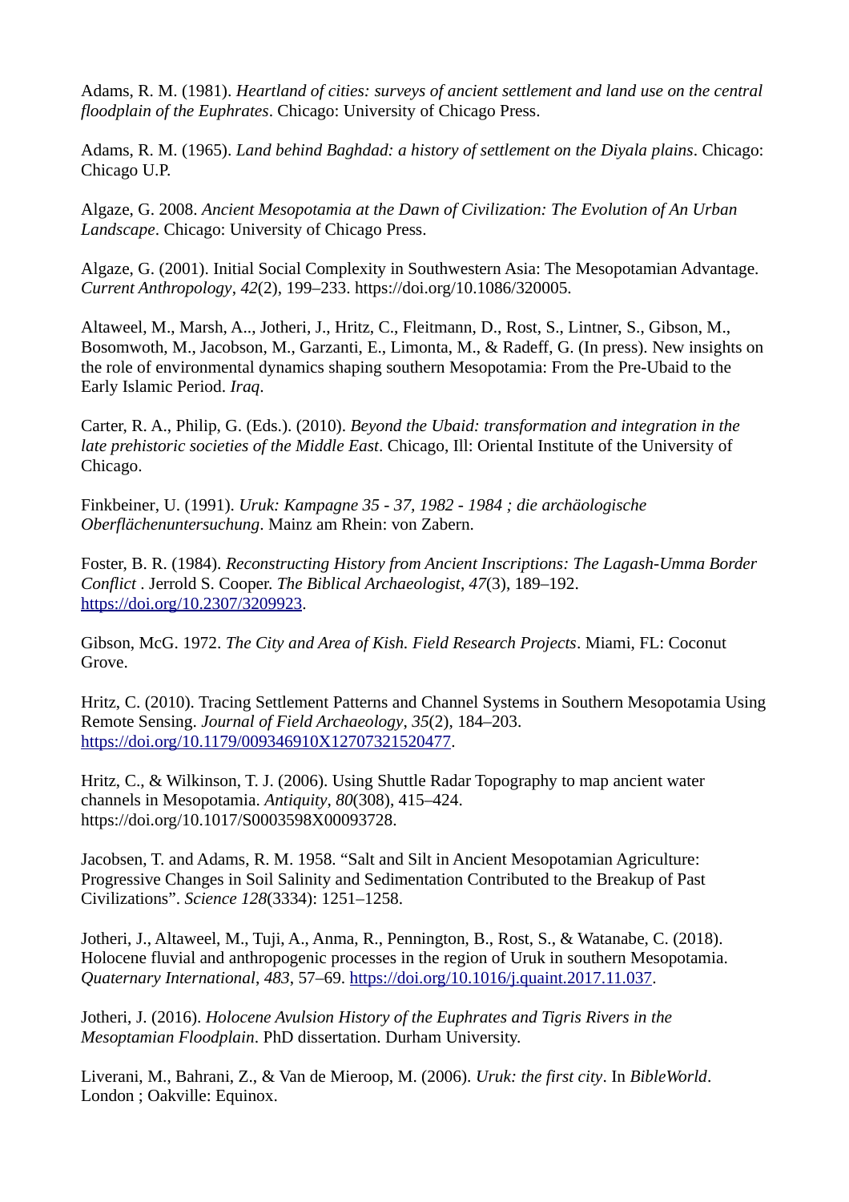Adams, R. M. (1981). *Heartland of cities: surveys of ancient settlement and land use on the central floodplain of the Euphrates*. Chicago: University of Chicago Press.

Adams, R. M. (1965). *Land behind Baghdad: a history of settlement on the Diyala plains*. Chicago: Chicago U.P.

Algaze, G. 2008. *Ancient Mesopotamia at the Dawn of Civilization: The Evolution of An Urban Landscape*. Chicago: University of Chicago Press.

Algaze, G. (2001). Initial Social Complexity in Southwestern Asia: The Mesopotamian Advantage. *Current Anthropology*, *42*(2), 199–233. https://doi.org/10.1086/320005.

Altaweel, M., Marsh, A.., Jotheri, J., Hritz, C., Fleitmann, D., Rost, S., Lintner, S., Gibson, M., Bosomwoth, M., Jacobson, M., Garzanti, E., Limonta, M., & Radeff, G. (In press). New insights on the role of environmental dynamics shaping southern Mesopotamia: From the Pre-Ubaid to the Early Islamic Period. *Iraq*.

Carter, R. A., Philip, G. (Eds.). (2010). *Beyond the Ubaid: transformation and integration in the late prehistoric societies of the Middle East*. Chicago, Ill: Oriental Institute of the University of Chicago.

Finkbeiner, U. (1991). *Uruk: Kampagne 35 - 37, 1982 - 1984 ; die archäologische Oberflächenuntersuchung*. Mainz am Rhein: von Zabern.

Foster, B. R. (1984). *Reconstructing History from Ancient Inscriptions: The Lagash-Umma Border Conflict* . Jerrold S. Cooper. *The Biblical Archaeologist*, *47*(3), 189–192. https://doi.org/10.2307/3209923.

Gibson, McG. 1972. *The City and Area of Kish. Field Research Projects*. Miami, FL: Coconut Grove.

Hritz, C. (2010). Tracing Settlement Patterns and Channel Systems in Southern Mesopotamia Using Remote Sensing. *Journal of Field Archaeology*, *35*(2), 184–203. https://doi.org/10.1179/009346910X12707321520477.

Hritz, C., & Wilkinson, T. J. (2006). Using Shuttle Radar Topography to map ancient water channels in Mesopotamia. *Antiquity*, *80*(308), 415–424. https://doi.org/10.1017/S0003598X00093728.

Jacobsen, T. and Adams, R. M. 1958. "Salt and Silt in Ancient Mesopotamian Agriculture: Progressive Changes in Soil Salinity and Sedimentation Contributed to the Breakup of Past Civilizations". *Science 128*(3334): 1251–1258.

Jotheri, J., Altaweel, M., Tuji, A., Anma, R., Pennington, B., Rost, S., & Watanabe, C. (2018). Holocene fluvial and anthropogenic processes in the region of Uruk in southern Mesopotamia. *Quaternary International*, *483*, 57–69. https://doi.org/10.1016/j.quaint.2017.11.037.

Jotheri, J. (2016). *Holocene Avulsion History of the Euphrates and Tigris Rivers in the Mesoptamian Floodplain*. PhD dissertation. Durham University.

Liverani, M., Bahrani, Z., & Van de Mieroop, M. (2006). *Uruk: the first city*. In *BibleWorld*. London ; Oakville: Equinox.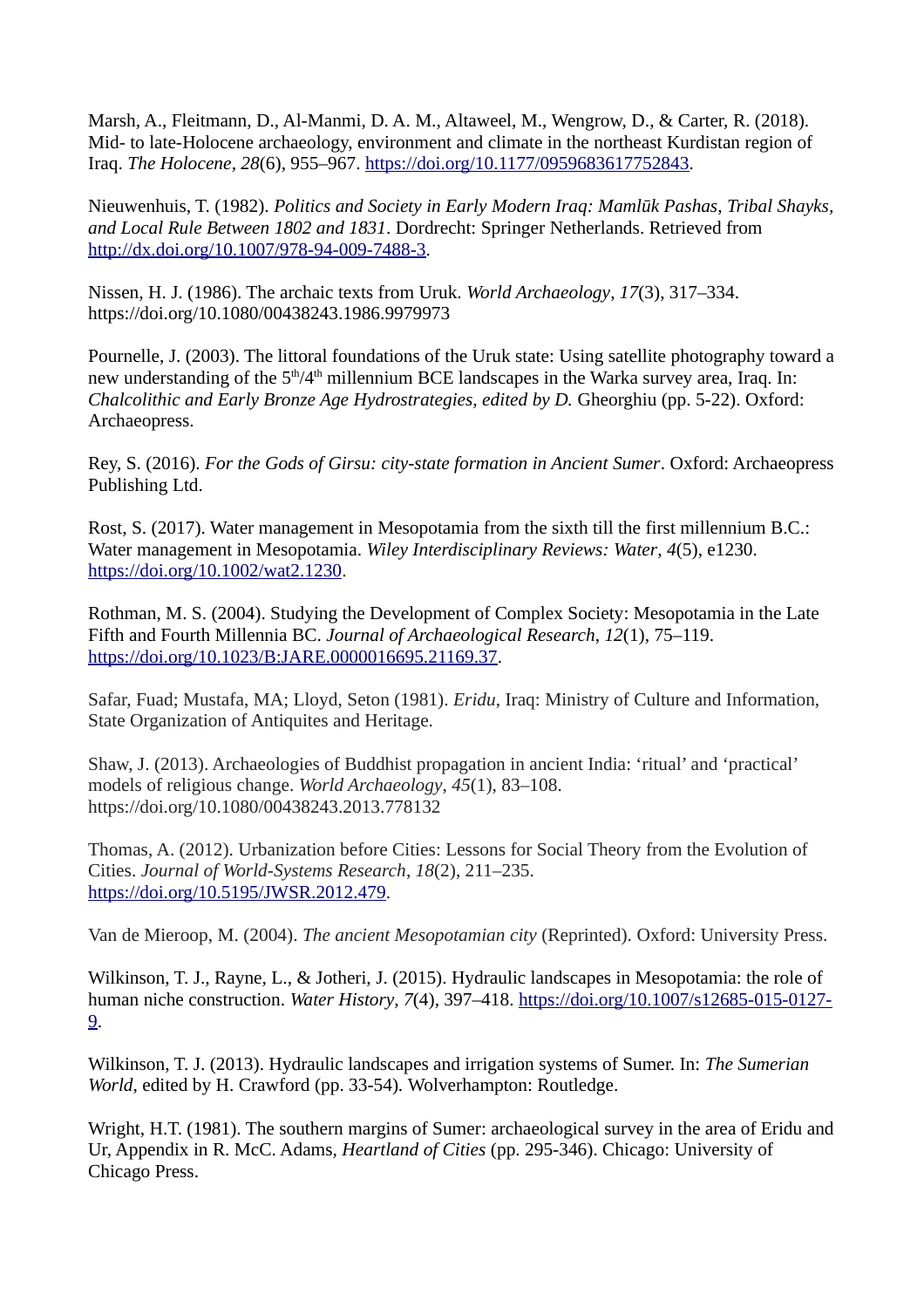Marsh, A., Fleitmann, D., Al-Manmi, D. A. M., Altaweel, M., Wengrow, D., & Carter, R. (2018). Mid- to late-Holocene archaeology, environment and climate in the northeast Kurdistan region of Iraq. *The Holocene*, *28*(6), 955–967. https://doi.org/10.1177/0959683617752843.

Nieuwenhuis, T. (1982). *Politics and Society in Early Modern Iraq: Mamlūk Pashas, Tribal Shayks, and Local Rule Between 1802 and 1831*. Dordrecht: Springer Netherlands. Retrieved from http://dx.doi.org/10.1007/978-94-009-7488-3.

Nissen, H. J. (1986). The archaic texts from Uruk. *World Archaeology*, *17*(3), 317–334. https://doi.org/10.1080/00438243.1986.9979973

Pournelle, J. (2003). The littoral foundations of the Uruk state: Using satellite photography toward a new understanding of the 5th/4th millennium BCE landscapes in the Warka survey area, Iraq. In: *Chalcolithic and Early Bronze Age Hydrostrategies, edited by D.* Gheorghiu (pp. 5-22). Oxford: Archaeopress.

Rey, S. (2016). *For the Gods of Girsu: city-state formation in Ancient Sumer*. Oxford: Archaeopress Publishing Ltd.

Rost, S. (2017). Water management in Mesopotamia from the sixth till the first millennium B.C.: Water management in Mesopotamia. *Wiley Interdisciplinary Reviews: Water*, *4*(5), e1230. https://doi.org/10.1002/wat2.1230.

Rothman, M. S. (2004). Studying the Development of Complex Society: Mesopotamia in the Late Fifth and Fourth Millennia BC. *Journal of Archaeological Research*, *12*(1), 75–119. https://doi.org/10.1023/B:JARE.0000016695.21169.37.

Safar, Fuad; Mustafa, MA; Lloyd, Seton (1981). *Eridu*, Iraq: Ministry of Culture and Information, State Organization of Antiquites and Heritage.

Shaw, J. (2013). Archaeologies of Buddhist propagation in ancient India: 'ritual' and 'practical' models of religious change. *World Archaeology*, *45*(1), 83–108. https://doi.org/10.1080/00438243.2013.778132

Thomas, A. (2012). Urbanization before Cities: Lessons for Social Theory from the Evolution of Cities. *Journal of World-Systems Research*, *18*(2), 211–235. https://doi.org/10.5195/JWSR.2012.479.

Van de Mieroop, M. (2004). *The ancient Mesopotamian city* (Reprinted). Oxford: University Press.

Wilkinson, T. J., Rayne, L., & Jotheri, J. (2015). Hydraulic landscapes in Mesopotamia: the role of human niche construction. *Water History*, *7*(4), 397–418. https://doi.org/10.1007/s12685-015-0127-9.

Wilkinson, T. J. (2013). Hydraulic landscapes and irrigation systems of Sumer. In: *The Sumerian World*, edited by H. Crawford (pp. 33-54). Wolverhampton: Routledge.

Wright, H.T. (1981). The southern margins of Sumer: archaeological survey in the area of Eridu and Ur, Appendix in R. McC. Adams, *Heartland of Cities* (pp. 295-346). Chicago: University of Chicago Press.